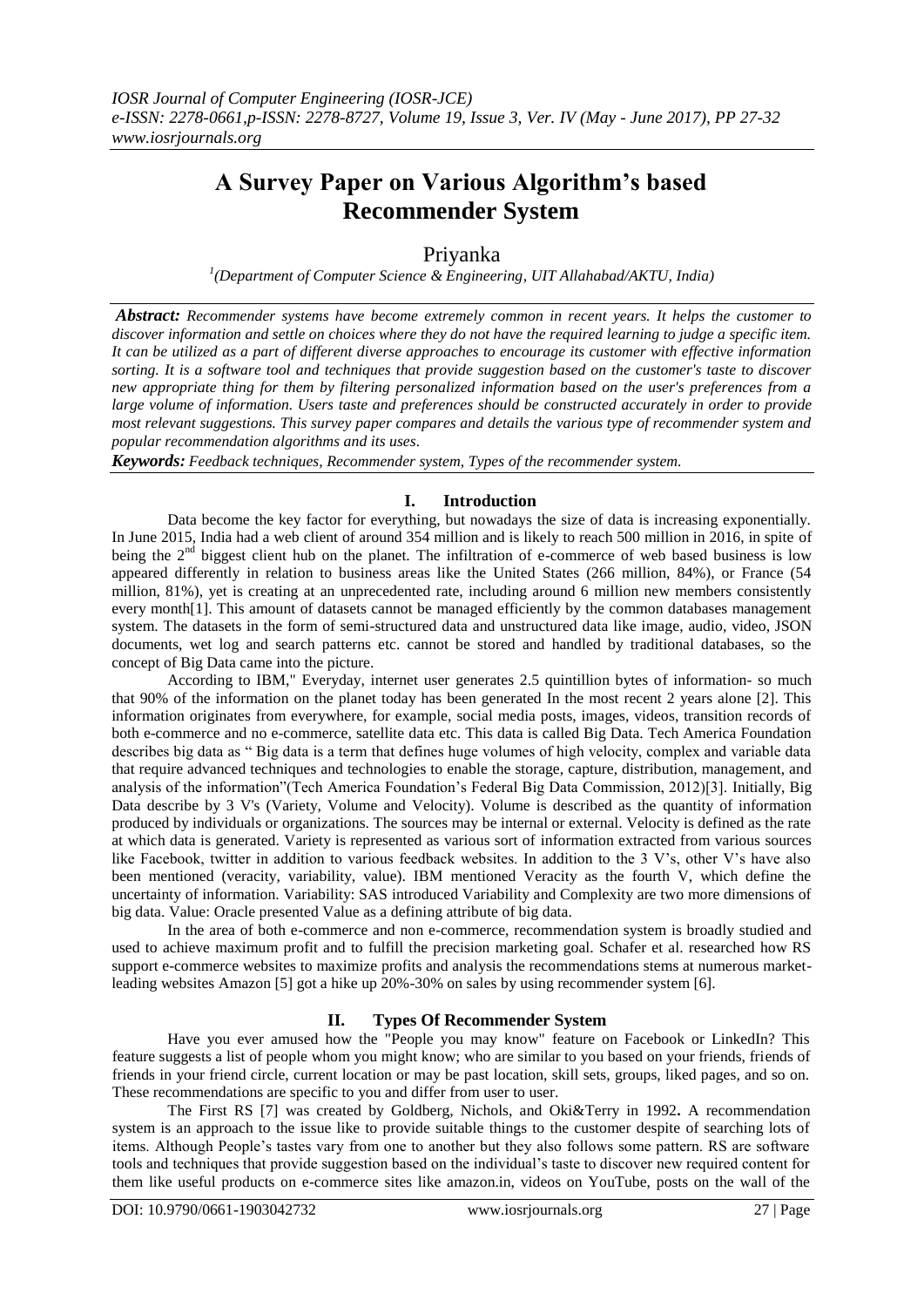# A Survey Paper on Various Algorithm's based Recommender System

Priyanka

[1](Department of Computer Science & Engineering, UIT Allahabad/AKTU, India)

***Abstract:*** *Recommender systems have become extremely common in recent years. It helps the customer to discover information and settle on choices where they do not have the required learning to judge a specific item. It can be utilized as a part of different diverse approaches to encourage its customer with effective information sorting. It is a software tool and techniques that provide suggestion based on the customer's taste to discover new appropriate thing for them by filtering personalized information based on the user's preferences from a large volume of information. Users taste and preferences should be constructed accurately in order to provide most relevant suggestions. This survey paper compares and details the various type of recommender system and popular recommendation algorithms and its uses.*

***Keywords:*** *Feedback techniques, Recommender system, Types of the recommender system.*

## I. Introduction

Data become the key factor for everything, but nowadays the size of data is increasing exponentially. In June 2015, India had a web client of around 354 million and is likely to reach 500 million in 2016, in spite of being the 2nd biggest client hub on the planet. The infiltration of e-commerce of web based business is low appeared differently in relation to business areas like the United States (266 million, 84%), or France (54 million, 81%), yet is creating at an unprecedented rate, including around 6 million new members consistently every month[1]. This amount of datasets cannot be managed efficiently by the common databases management system. The datasets in the form of semi-structured data and unstructured data like image, audio, video, JSON documents, wet log and search patterns etc. cannot be stored and handled by traditional databases, so the concept of Big Data came into the picture.

According to IBM," Everyday, internet user generates 2.5 quintillion bytes of information- so much that 90% of the information on the planet today has been generated In the most recent 2 years alone [2]. This information originates from everywhere, for example, social media posts, images, videos, transition records of both e-commerce and no e-commerce, satellite data etc. This data is called Big Data. Tech America Foundation describes big data as " Big data is a term that defines huge volumes of high velocity, complex and variable data that require advanced techniques and technologies to enable the storage, capture, distribution, management, and analysis of the information"(Tech America Foundation's Federal Big Data Commission, 2012)[3]. Initially, Big Data describe by 3 V's (Variety, Volume and Velocity). Volume is described as the quantity of information produced by individuals or organizations. The sources may be internal or external. Velocity is defined as the rate at which data is generated. Variety is represented as various sort of information extracted from various sources like Facebook, twitter in addition to various feedback websites. In addition to the 3 V's, other V's have also been mentioned (veracity, variability, value). IBM mentioned Veracity as the fourth V, which define the uncertainty of information. Variability: SAS introduced Variability and Complexity are two more dimensions of big data. Value: Oracle presented Value as a defining attribute of big data.

In the area of both e-commerce and non e-commerce, recommendation system is broadly studied and used to achieve maximum profit and to fulfill the precision marketing goal. Schafer et al. researched how RS support e-commerce websites to maximize profits and analysis the recommendations stems at numerous market-leading websites Amazon [5] got a hike up 20%-30% on sales by using recommender system [6].

## II. Types Of Recommender System

Have you ever amused how the "People you may know" feature on Facebook or LinkedIn? This feature suggests a list of people whom you might know; who are similar to you based on your friends, friends of friends in your friend circle, current location or may be past location, skill sets, groups, liked pages, and so on. These recommendations are specific to you and differ from user to user.

The First RS [7] was created by Goldberg, Nichols, and Oki&Terry in 1992**.** A recommendation system is an approach to the issue like to provide suitable things to the customer despite of searching lots of items. Although People's tastes vary from one to another but they also follows some pattern. RS are software tools and techniques that provide suggestion based on the individual's taste to discover new required content for them like useful products on e-commerce sites like amazon.in, videos on YouTube, posts on the wall of the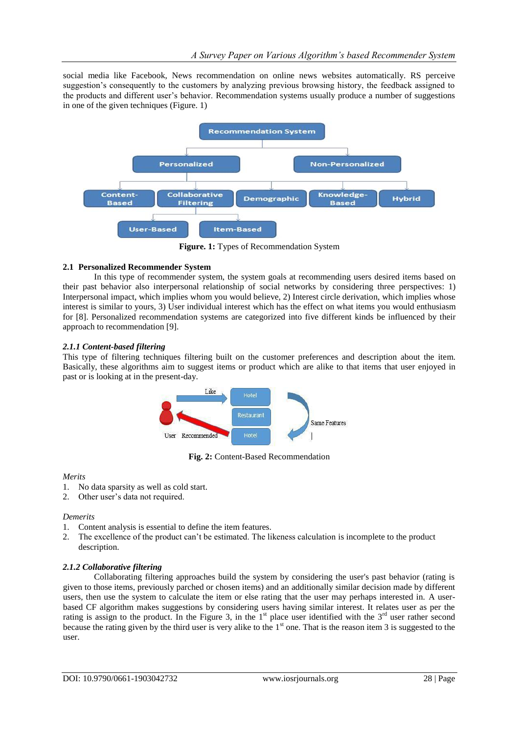social media like Facebook, News recommendation on online news websites automatically. RS perceive suggestion's consequently to the customers by analyzing previous browsing history, the feedback assigned to the products and different user's behavior. Recommendation systems usually produce a number of suggestions in one of the given techniques (Figure. 1)

**Figure. 1:** Types of Recommendation System

### 2.1 Personalized Recommender System

In this type of recommender system, the system goals at recommending users desired items based on their past behavior also interpersonal relationship of social networks by considering three perspectives: 1) Interpersonal impact, which implies whom you would believe, 2) Interest circle derivation, which implies whose interest is similar to yours, 3) User individual interest which has the effect on what items you would enthusiasm for [8]. Personalized recommendation systems are categorized into five different kinds be influenced by their approach to recommendation [9].

#### *2.1.1 Content-based filtering*

This type of filtering techniques filtering built on the customer preferences and description about the item. Basically, these algorithms aim to suggest items or product which are alike to that items that user enjoyed in past or is looking at in the present-day.

**Fig. 2:** Content-Based Recommendation

*Merits*

1. No data sparsity as well as cold start.
2. Other user's data not required.

*Demerits*

1. Content analysis is essential to define the item features.
2. The excellence of the product can't be estimated. The likeness calculation is incomplete to the product description.

#### *2.1.2 Collaborative filtering*

Collaborating filtering approaches build the system by considering the user's past behavior (rating is given to those items, previously parched or chosen items) and an additionally similar decision made by different users, then use the system to calculate the item or else rating that the user may perhaps interested in. A user-based CF algorithm makes suggestions by considering users having similar interest. It relates user as per the rating is assign to the product. In the Figure 3, in the 1st place user identified with the 3rd user rather second because the rating given by the third user is very alike to the 1st one. That is the reason item 3 is suggested to the user.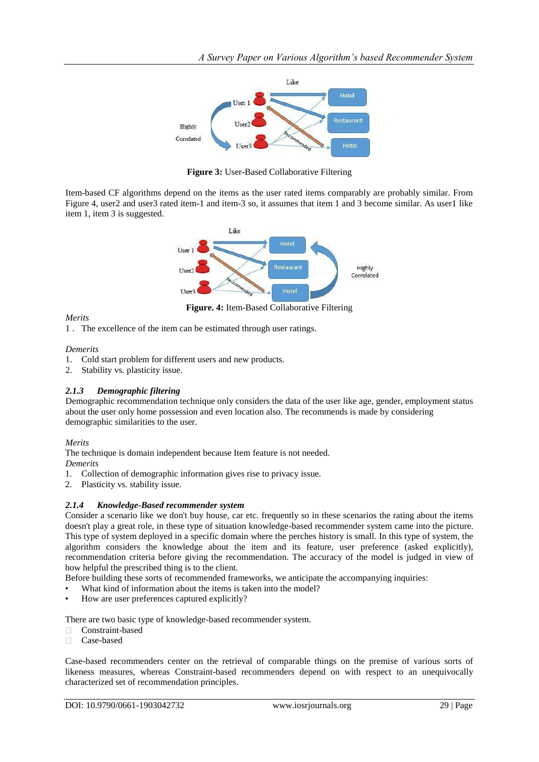**Figure 3:** User-Based Collaborative Filtering

Item-based CF algorithms depend on the items as the user rated items comparably are probably similar. From Figure 4, user2 and user3 rated item-1 and item-3 so, it assumes that item 1 and 3 become similar. As user1 like item 1, item 3 is suggested.

**Figure. 4:** Item-Based Collaborative Filtering

*Merits*

1 . The excellence of the item can be estimated through user ratings.

*Demerits*

1. Cold start problem for different users and new products.
2. Stability vs. plasticity issue.

### *2.1.3 Demographic filtering*

Demographic recommendation technique only considers the data of the user like age, gender, employment status about the user only home possession and even location also. The recommends is made by considering demographic similarities to the user.

*Merits*

The technique is domain independent because Item feature is not needed.

*Demerits*

1. Collection of demographic information gives rise to privacy issue.
2. Plasticity vs. stability issue.

### *2.1.4 Knowledge-Based recommender system*

Consider a scenario like we don't buy house, car etc. frequently so in these scenarios the rating about the items doesn't play a great role, in these type of situation knowledge-based recommender system came into the picture. This type of system deployed in a specific domain where the perches history is small. In this type of system, the algorithm considers the knowledge about the item and its feature, user preference (asked explicitly), recommendation criteria before giving the recommendation. The accuracy of the model is judged in view of how helpful the prescribed thing is to the client.

Before building these sorts of recommended frameworks, we anticipate the accompanying inquiries:

- What kind of information about the items is taken into the model?
- How are user preferences captured explicitly?

There are two basic type of knowledge-based recommender system.

- Constraint-based
- Case-based

Case-based recommenders center on the retrieval of comparable things on the premise of various sorts of likeness measures, whereas Constraint-based recommenders depend on with respect to an unequivocally characterized set of recommendation principles.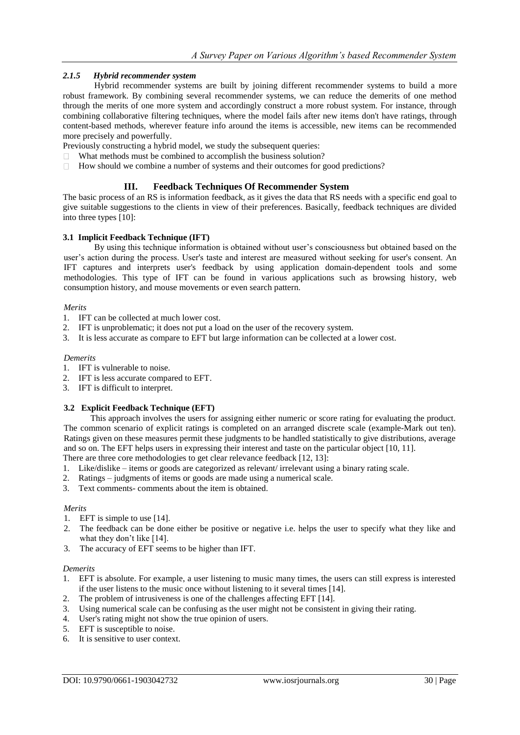#### *2.1.5 Hybrid recommender system*

Hybrid recommender systems are built by joining different recommender systems to build a more robust framework. By combining several recommender systems, we can reduce the demerits of one method through the merits of one more system and accordingly construct a more robust system. For instance, through combining collaborative filtering techniques, where the model fails after new items don't have ratings, through content-based methods, wherever feature info around the items is accessible, new items can be recommended more precisely and powerfully.

Previously constructing a hybrid model, we study the subsequent queries:

- What methods must be combined to accomplish the business solution?
- How should we combine a number of systems and their outcomes for good predictions?

## III. Feedback Techniques Of Recommender System

The basic process of an RS is information feedback, as it gives the data that RS needs with a specific end goal to give suitable suggestions to the clients in view of their preferences. Basically, feedback techniques are divided into three types [10]:

### 3.1 Implicit Feedback Technique (IFT)

By using this technique information is obtained without user's consciousness but obtained based on the user's action during the process. User's taste and interest are measured without seeking for user's consent. An IFT captures and interprets user's feedback by using application domain-dependent tools and some methodologies. This type of IFT can be found in various applications such as browsing history, web consumption history, and mouse movements or even search pattern.

*Merits*

1. IFT can be collected at much lower cost.
2. IFT is unproblematic; it does not put a load on the user of the recovery system.
3. It is less accurate as compare to EFT but large information can be collected at a lower cost.

*Demerits*

1. IFT is vulnerable to noise.
2. IFT is less accurate compared to EFT.
3. IFT is difficult to interpret.

### 3.2 Explicit Feedback Technique (EFT)

This approach involves the users for assigning either numeric or score rating for evaluating the product. The common scenario of explicit ratings is completed on an arranged discrete scale (example-Mark out ten). Ratings given on these measures permit these judgments to be handled statistically to give distributions, average and so on. The EFT helps users in expressing their interest and taste on the particular object [10, 11].

There are three core methodologies to get clear relevance feedback [12, 13]:

1. Like/dislike – items or goods are categorized as relevant/ irrelevant using a binary rating scale.
2. Ratings – judgments of items or goods are made using a numerical scale.
3. Text comments- comments about the item is obtained.

*Merits*

1. EFT is simple to use [14].
2. The feedback can be done either be positive or negative i.e. helps the user to specify what they like and what they don't like [14].
3. The accuracy of EFT seems to be higher than IFT.

*Demerits*

1. EFT is absolute. For example, a user listening to music many times, the users can still express is interested if the user listens to the music once without listening to it several times [14].
2. The problem of intrusiveness is one of the challenges affecting EFT [14].
3. Using numerical scale can be confusing as the user might not be consistent in giving their rating.
4. User's rating might not show the true opinion of users.
5. EFT is susceptible to noise.
6. It is sensitive to user context.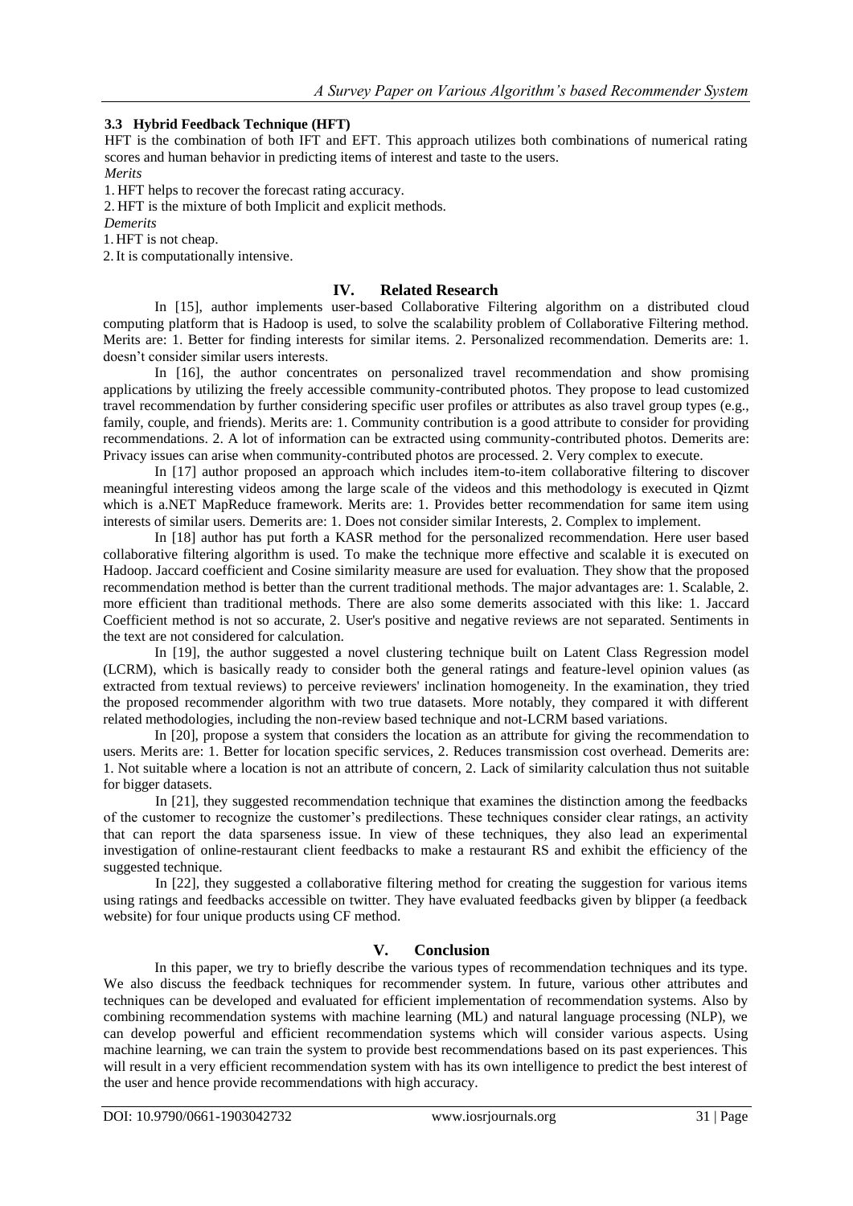### 3.3 Hybrid Feedback Technique (HFT)

HFT is the combination of both IFT and EFT. This approach utilizes both combinations of numerical rating scores and human behavior in predicting items of interest and taste to the users.

*Merits*

1. HFT helps to recover the forecast rating accuracy.
2. HFT is the mixture of both Implicit and explicit methods.

*Demerits*

1. HFT is not cheap.
2. It is computationally intensive.

## IV. Related Research

In [15], author implements user-based Collaborative Filtering algorithm on a distributed cloud computing platform that is Hadoop is used, to solve the scalability problem of Collaborative Filtering method. Merits are: 1. Better for finding interests for similar items. 2. Personalized recommendation. Demerits are: 1. doesn't consider similar users interests.

In [16], the author concentrates on personalized travel recommendation and show promising applications by utilizing the freely accessible community-contributed photos. They propose to lead customized travel recommendation by further considering specific user profiles or attributes as also travel group types (e.g., family, couple, and friends). Merits are: 1. Community contribution is a good attribute to consider for providing recommendations. 2. A lot of information can be extracted using community-contributed photos. Demerits are: Privacy issues can arise when community-contributed photos are processed. 2. Very complex to execute.

In [17] author proposed an approach which includes item-to-item collaborative filtering to discover meaningful interesting videos among the large scale of the videos and this methodology is executed in Qizmt which is a.NET MapReduce framework. Merits are: 1. Provides better recommendation for same item using interests of similar users. Demerits are: 1. Does not consider similar Interests, 2. Complex to implement.

In [18] author has put forth a KASR method for the personalized recommendation. Here user based collaborative filtering algorithm is used. To make the technique more effective and scalable it is executed on Hadoop. Jaccard coefficient and Cosine similarity measure are used for evaluation. They show that the proposed recommendation method is better than the current traditional methods. The major advantages are: 1. Scalable, 2. more efficient than traditional methods. There are also some demerits associated with this like: 1. Jaccard Coefficient method is not so accurate, 2. User's positive and negative reviews are not separated. Sentiments in the text are not considered for calculation.

In [19], the author suggested a novel clustering technique built on Latent Class Regression model (LCRM), which is basically ready to consider both the general ratings and feature-level opinion values (as extracted from textual reviews) to perceive reviewers' inclination homogeneity. In the examination, they tried the proposed recommender algorithm with two true datasets. More notably, they compared it with different related methodologies, including the non-review based technique and not-LCRM based variations.

In [20], propose a system that considers the location as an attribute for giving the recommendation to users. Merits are: 1. Better for location specific services, 2. Reduces transmission cost overhead. Demerits are: 1. Not suitable where a location is not an attribute of concern, 2. Lack of similarity calculation thus not suitable for bigger datasets.

In [21], they suggested recommendation technique that examines the distinction among the feedbacks of the customer to recognize the customer's predilections. These techniques consider clear ratings, an activity that can report the data sparseness issue. In view of these techniques, they also lead an experimental investigation of online-restaurant client feedbacks to make a restaurant RS and exhibit the efficiency of the suggested technique.

In [22], they suggested a collaborative filtering method for creating the suggestion for various items using ratings and feedbacks accessible on twitter. They have evaluated feedbacks given by blipper (a feedback website) for four unique products using CF method.

## V. Conclusion

In this paper, we try to briefly describe the various types of recommendation techniques and its type. We also discuss the feedback techniques for recommender system. In future, various other attributes and techniques can be developed and evaluated for efficient implementation of recommendation systems. Also by combining recommendation systems with machine learning (ML) and natural language processing (NLP), we can develop powerful and efficient recommendation systems which will consider various aspects. Using machine learning, we can train the system to provide best recommendations based on its past experiences. This will result in a very efficient recommendation system with has its own intelligence to predict the best interest of the user and hence provide recommendations with high accuracy.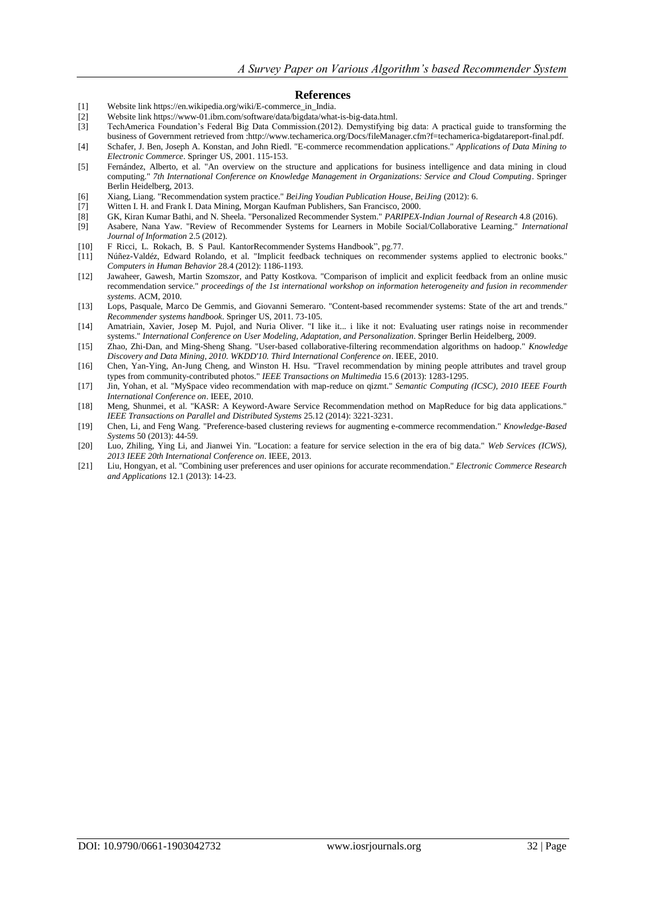## References

[1] Website link https://en.wikipedia.org/wiki/E-commerce_in_India.

[2] Website link https://www-01.ibm.com/software/data/bigdata/what-is-big-data.html.

[3] TechAmerica Foundation's Federal Big Data Commission.(2012). Demystifying big data: A practical guide to transforming the business of Government retrieved from :http://www.techamerica.org/Docs/fileManager.cfm?f=techamerica-bigdatareport-final.pdf.

[4] Schafer, J. Ben, Joseph A. Konstan, and John Riedl. "E-commerce recommendation applications." *Applications of Data Mining to Electronic Commerce*. Springer US, 2001. 115-153.

[5] Fernández, Alberto, et al. "An overview on the structure and applications for business intelligence and data mining in cloud computing." *7th International Conference on Knowledge Management in Organizations: Service and Cloud Computing*. Springer Berlin Heidelberg, 2013.

[6] Xiang, Liang. "Recommendation system practice." *BeiJing Youdian Publication House, BeiJing* (2012): 6.

[7] Witten I. H. and Frank I. Data Mining, Morgan Kaufman Publishers, San Francisco, 2000.

[8] GK, Kiran Kumar Bathi, and N. Sheela. "Personalized Recommender System." *PARIPEX-Indian Journal of Research* 4.8 (2016).

[9] Asabere, Nana Yaw. "Review of Recommender Systems for Learners in Mobile Social/Collaborative Learning." *International Journal of Information* 2.5 (2012).

[10] F Ricci, L. Rokach, B. S Paul. KantorRecommender Systems Handbook", pg.77.

[11] Núñez-Valdéz, Edward Rolando, et al. "Implicit feedback techniques on recommender systems applied to electronic books." *Computers in Human Behavior* 28.4 (2012): 1186-1193.

[12] Jawaheer, Gawesh, Martin Szomszor, and Patty Kostkova. "Comparison of implicit and explicit feedback from an online music recommendation service." *proceedings of the 1st international workshop on information heterogeneity and fusion in recommender systems*. ACM, 2010.

[13] Lops, Pasquale, Marco De Gemmis, and Giovanni Semeraro. "Content-based recommender systems: State of the art and trends." *Recommender systems handbook*. Springer US, 2011. 73-105.

[14] Amatriain, Xavier, Josep M. Pujol, and Nuria Oliver. "I like it... i like it not: Evaluating user ratings noise in recommender systems." *International Conference on User Modeling, Adaptation, and Personalization*. Springer Berlin Heidelberg, 2009.

[15] Zhao, Zhi-Dan, and Ming-Sheng Shang. "User-based collaborative-filtering recommendation algorithms on hadoop." *Knowledge Discovery and Data Mining, 2010. WKDD'10. Third International Conference on*. IEEE, 2010.

[16] Chen, Yan-Ying, An-Jung Cheng, and Winston H. Hsu. "Travel recommendation by mining people attributes and travel group types from community-contributed photos." *IEEE Transactions on Multimedia* 15.6 (2013): 1283-1295.

[17] Jin, Yohan, et al. "MySpace video recommendation with map-reduce on qizmt." *Semantic Computing (ICSC), 2010 IEEE Fourth International Conference on*. IEEE, 2010.

[18] Meng, Shunmei, et al. "KASR: A Keyword-Aware Service Recommendation method on MapReduce for big data applications." *IEEE Transactions on Parallel and Distributed Systems* 25.12 (2014): 3221-3231.

[19] Chen, Li, and Feng Wang. "Preference-based clustering reviews for augmenting e-commerce recommendation." *Knowledge-Based Systems* 50 (2013): 44-59.

[20] Luo, Zhiling, Ying Li, and Jianwei Yin. "Location: a feature for service selection in the era of big data." *Web Services (ICWS), 2013 IEEE 20th International Conference on*. IEEE, 2013.

[21] Liu, Hongyan, et al. "Combining user preferences and user opinions for accurate recommendation." *Electronic Commerce Research and Applications* 12.1 (2013): 14-23.